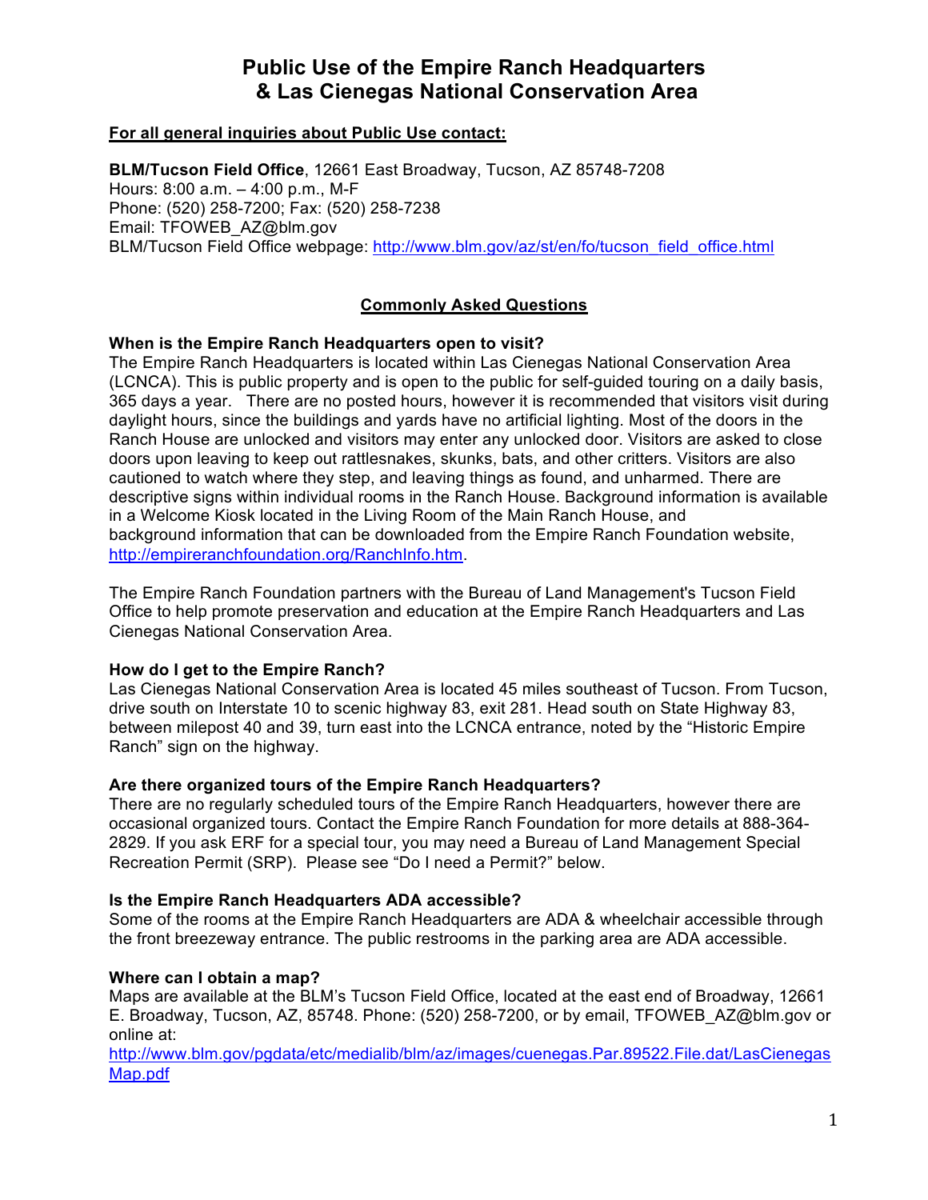# Public Use of the Empire Ranch Headquarters & Las Cienegas National Conservation Area

**For all general inquiries about Public Use contact:**

**BLM/Tucson Field Office**, 12661 East Broadway, Tucson, AZ 85748-7208
Hours: 8:00 a.m. – 4:00 p.m., M-F
Phone: (520) 258-7200; Fax: (520) 258-7238
Email: TFOWEB_AZ@blm.gov
BLM/Tucson Field Office webpage: http://www.blm.gov/az/st/en/fo/tucson_field_office.html

## Commonly Asked Questions

**When is the Empire Ranch Headquarters open to visit?**
The Empire Ranch Headquarters is located within Las Cienegas National Conservation Area (LCNCA). This is public property and is open to the public for self-guided touring on a daily basis, 365 days a year. There are no posted hours, however it is recommended that visitors visit during daylight hours, since the buildings and yards have no artificial lighting. Most of the doors in the Ranch House are unlocked and visitors may enter any unlocked door. Visitors are asked to close doors upon leaving to keep out rattlesnakes, skunks, bats, and other critters. Visitors are also cautioned to watch where they step, and leaving things as found, and unharmed. There are descriptive signs within individual rooms in the Ranch House. Background information is available in a Welcome Kiosk located in the Living Room of the Main Ranch House, and background information that can be downloaded from the Empire Ranch Foundation website, http://empireranchfoundation.org/RanchInfo.htm.

The Empire Ranch Foundation partners with the Bureau of Land Management's Tucson Field Office to help promote preservation and education at the Empire Ranch Headquarters and Las Cienegas National Conservation Area.

**How do I get to the Empire Ranch?**
Las Cienegas National Conservation Area is located 45 miles southeast of Tucson. From Tucson, drive south on Interstate 10 to scenic highway 83, exit 281. Head south on State Highway 83, between milepost 40 and 39, turn east into the LCNCA entrance, noted by the "Historic Empire Ranch" sign on the highway.

**Are there organized tours of the Empire Ranch Headquarters?**
There are no regularly scheduled tours of the Empire Ranch Headquarters, however there are occasional organized tours. Contact the Empire Ranch Foundation for more details at 888-364-2829. If you ask ERF for a special tour, you may need a Bureau of Land Management Special Recreation Permit (SRP). Please see "Do I need a Permit?" below.

**Is the Empire Ranch Headquarters ADA accessible?**
Some of the rooms at the Empire Ranch Headquarters are ADA & wheelchair accessible through the front breezeway entrance. The public restrooms in the parking area are ADA accessible.

**Where can I obtain a map?**
Maps are available at the BLM's Tucson Field Office, located at the east end of Broadway, 12661 E. Broadway, Tucson, AZ, 85748. Phone: (520) 258-7200, or by email, TFOWEB_AZ@blm.gov or online at:
http://www.blm.gov/pgdata/etc/medialib/blm/az/images/cuenegas.Par.89522.File.dat/LasCienegasMap.pdf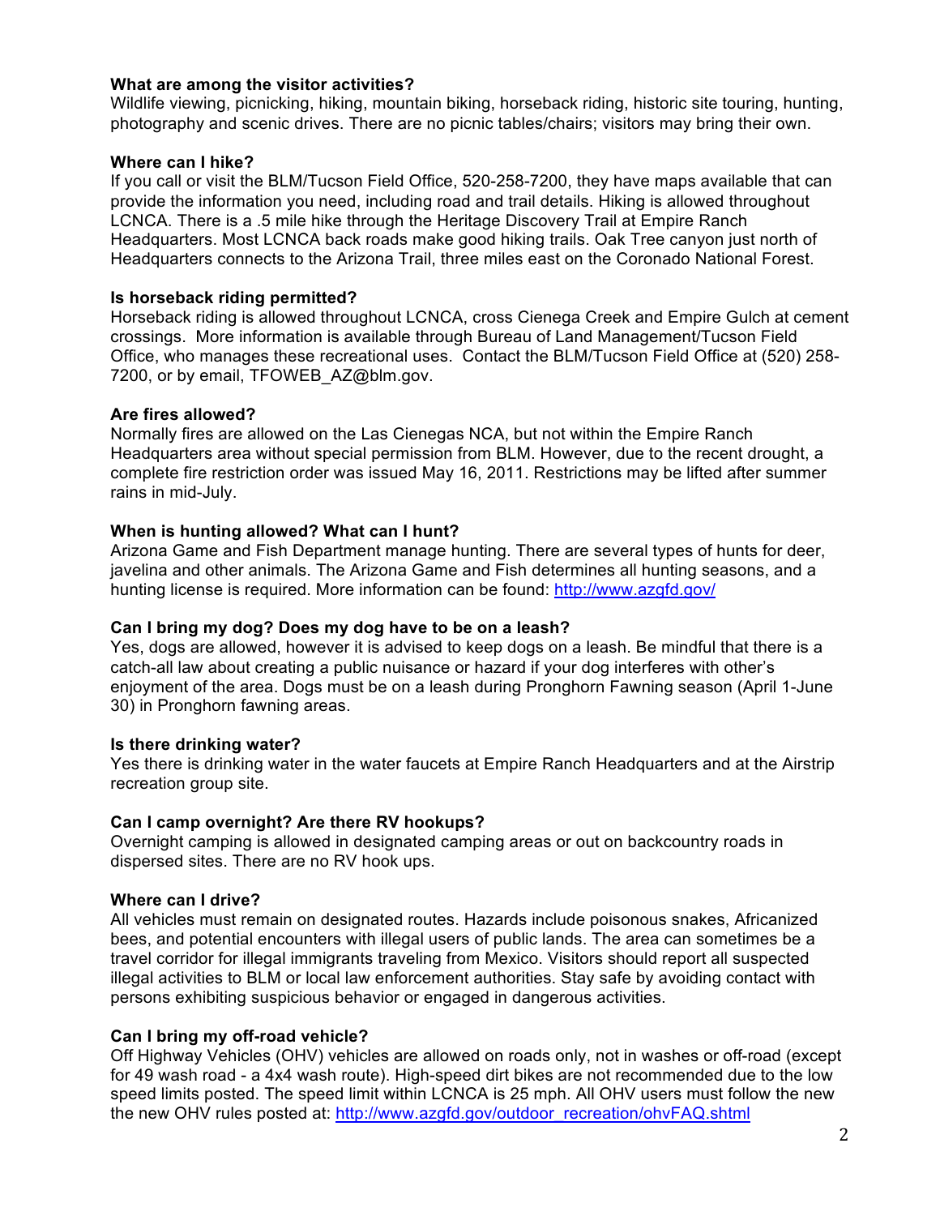**What are among the visitor activities?**
Wildlife viewing, picnicking, hiking, mountain biking, horseback riding, historic site touring, hunting, photography and scenic drives. There are no picnic tables/chairs; visitors may bring their own.

**Where can I hike?**
If you call or visit the BLM/Tucson Field Office, 520-258-7200, they have maps available that can provide the information you need, including road and trail details. Hiking is allowed throughout LCNCA. There is a .5 mile hike through the Heritage Discovery Trail at Empire Ranch Headquarters. Most LCNCA back roads make good hiking trails. Oak Tree canyon just north of Headquarters connects to the Arizona Trail, three miles east on the Coronado National Forest.

**Is horseback riding permitted?**
Horseback riding is allowed throughout LCNCA, cross Cienega Creek and Empire Gulch at cement crossings. More information is available through Bureau of Land Management/Tucson Field Office, who manages these recreational uses. Contact the BLM/Tucson Field Office at (520) 258-7200, or by email, TFOWEB_AZ@blm.gov.

**Are fires allowed?**
Normally fires are allowed on the Las Cienegas NCA, but not within the Empire Ranch Headquarters area without special permission from BLM. However, due to the recent drought, a complete fire restriction order was issued May 16, 2011. Restrictions may be lifted after summer rains in mid-July.

**When is hunting allowed? What can I hunt?**
Arizona Game and Fish Department manage hunting. There are several types of hunts for deer, javelina and other animals. The Arizona Game and Fish determines all hunting seasons, and a hunting license is required. More information can be found: [http://www.azgfd.gov/](http://www.azgfd.gov/)

**Can I bring my dog? Does my dog have to be on a leash?**
Yes, dogs are allowed, however it is advised to keep dogs on a leash. Be mindful that there is a catch-all law about creating a public nuisance or hazard if your dog interferes with other's enjoyment of the area. Dogs must be on a leash during Pronghorn Fawning season (April 1-June 30) in Pronghorn fawning areas.

**Is there drinking water?**
Yes there is drinking water in the water faucets at Empire Ranch Headquarters and at the Airstrip recreation group site.

**Can I camp overnight? Are there RV hookups?**
Overnight camping is allowed in designated camping areas or out on backcountry roads in dispersed sites. There are no RV hook ups.

**Where can I drive?**
All vehicles must remain on designated routes. Hazards include poisonous snakes, Africanized bees, and potential encounters with illegal users of public lands. The area can sometimes be a travel corridor for illegal immigrants traveling from Mexico. Visitors should report all suspected illegal activities to BLM or local law enforcement authorities. Stay safe by avoiding contact with persons exhibiting suspicious behavior or engaged in dangerous activities.

**Can I bring my off-road vehicle?**
Off Highway Vehicles (OHV) vehicles are allowed on roads only, not in washes or off-road (except for 49 wash road - a 4x4 wash route). High-speed dirt bikes are not recommended due to the low speed limits posted. The speed limit within LCNCA is 25 mph. All OHV users must follow the new the new OHV rules posted at: [http://www.azgfd.gov/outdoor_recreation/ohvFAQ.shtml](http://www.azgfd.gov/outdoor_recreation/ohvFAQ.shtml)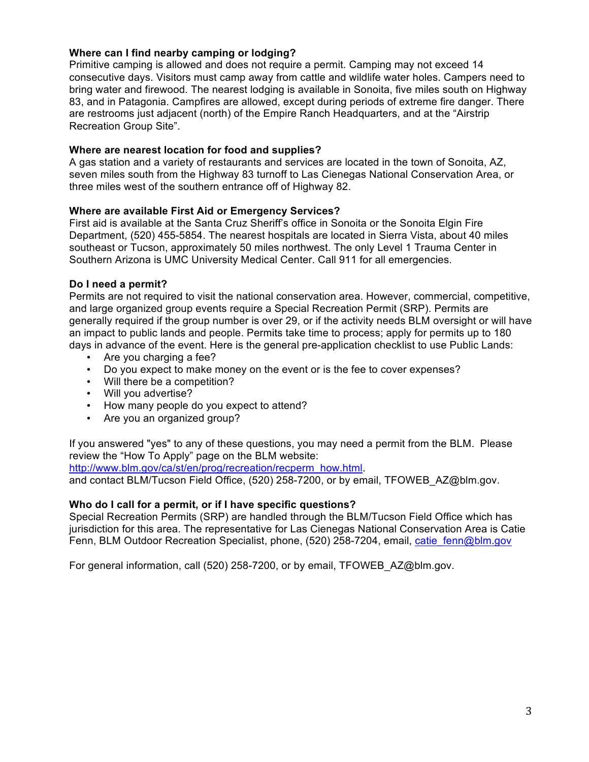**Where can I find nearby camping or lodging?**

Primitive camping is allowed and does not require a permit. Camping may not exceed 14 consecutive days. Visitors must camp away from cattle and wildlife water holes. Campers need to bring water and firewood. The nearest lodging is available in Sonoita, five miles south on Highway 83, and in Patagonia. Campfires are allowed, except during periods of extreme fire danger. There are restrooms just adjacent (north) of the Empire Ranch Headquarters, and at the "Airstrip Recreation Group Site".

**Where are nearest location for food and supplies?**

A gas station and a variety of restaurants and services are located in the town of Sonoita, AZ, seven miles south from the Highway 83 turnoff to Las Cienegas National Conservation Area, or three miles west of the southern entrance off of Highway 82.

**Where are available First Aid or Emergency Services?**

First aid is available at the Santa Cruz Sheriff's office in Sonoita or the Sonoita Elgin Fire Department, (520) 455-5854. The nearest hospitals are located in Sierra Vista, about 40 miles southeast or Tucson, approximately 50 miles northwest. The only Level 1 Trauma Center in Southern Arizona is UMC University Medical Center. Call 911 for all emergencies.

**Do I need a permit?**

Permits are not required to visit the national conservation area. However, commercial, competitive, and large organized group events require a Special Recreation Permit (SRP). Permits are generally required if the group number is over 29, or if the activity needs BLM oversight or will have an impact to public lands and people. Permits take time to process; apply for permits up to 180 days in advance of the event. Here is the general pre-application checklist to use Public Lands:

- Are you charging a fee?
- Do you expect to make money on the event or is the fee to cover expenses?
- Will there be a competition?
- Will you advertise?
- How many people do you expect to attend?
- Are you an organized group?

If you answered "yes" to any of these questions, you may need a permit from the BLM. Please review the "How To Apply" page on the BLM website:
http://www.blm.gov/ca/st/en/prog/recreation/recperm_how.html.
and contact BLM/Tucson Field Office, (520) 258-7200, or by email, TFOWEB_AZ@blm.gov.

**Who do I call for a permit, or if I have specific questions?**

Special Recreation Permits (SRP) are handled through the BLM/Tucson Field Office which has jurisdiction for this area. The representative for Las Cienegas National Conservation Area is Catie Fenn, BLM Outdoor Recreation Specialist, phone, (520) 258-7204, email, catie_fenn@blm.gov

For general information, call (520) 258-7200, or by email, TFOWEB_AZ@blm.gov.